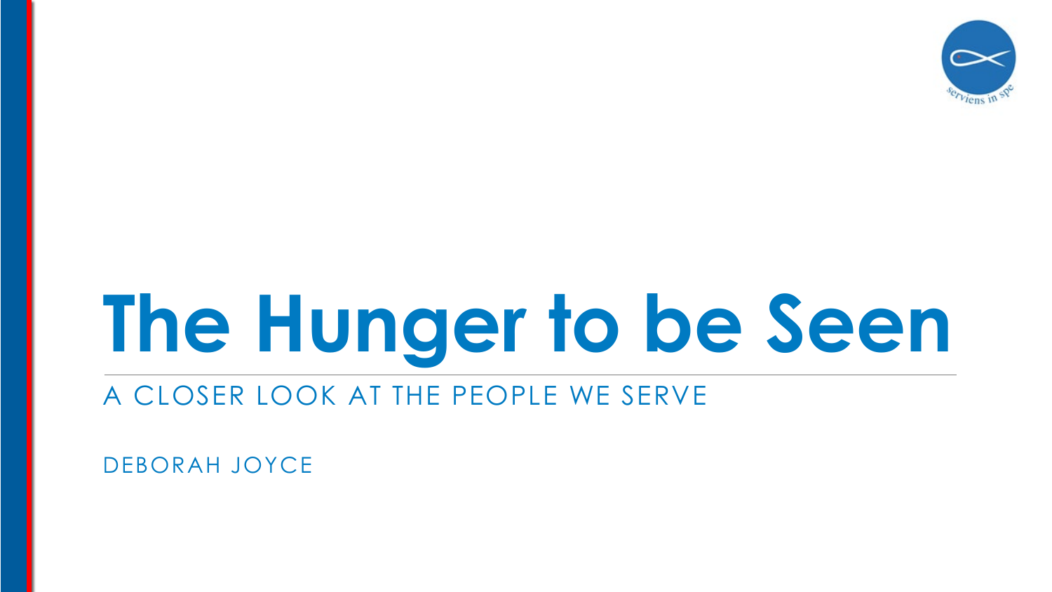# The Hunger to be Seen

## A CLOSER LOOK AT THE PEOPLE WE SERVE

DEBORAH JOYCE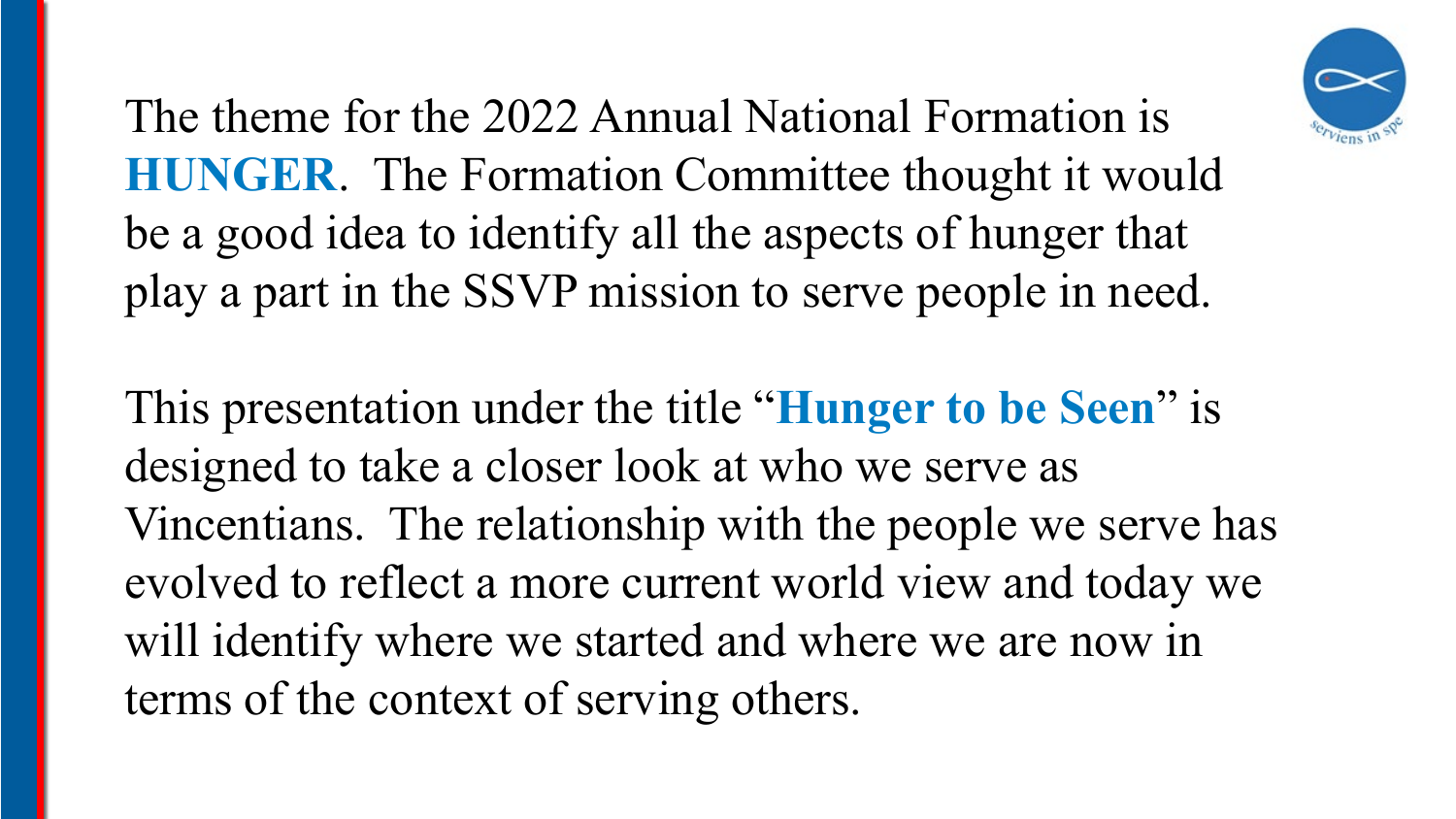The theme for the 2022 Annual National Formation is **HUNGER**. The Formation Committee thought it would be a good idea to identify all the aspects of hunger that play a part in the SSVP mission to serve people in need.

This presentation under the title "**Hunger to be Seen**" is designed to take a closer look at who we serve as Vincentians. The relationship with the people we serve has evolved to reflect a more current world view and today we will identify where we started and where we are now in terms of the context of serving others.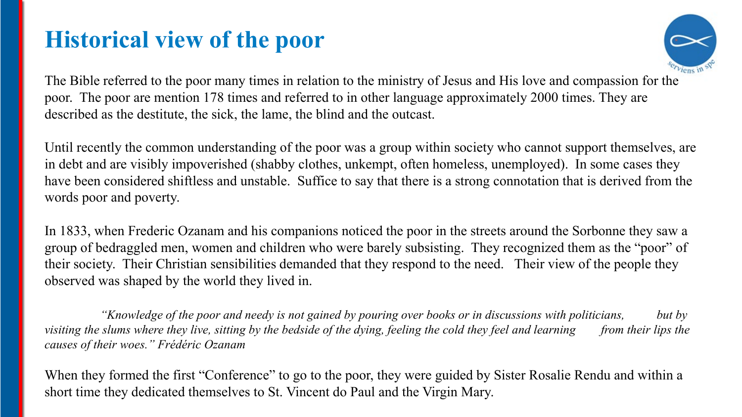# Historical view of the poor

The Bible referred to the poor many times in relation to the ministry of Jesus and His love and compassion for the poor. The poor are mention 178 times and referred to in other language approximately 2000 times. They are described as the destitute, the sick, the lame, the blind and the outcast.

Until recently the common understanding of the poor was a group within society who cannot support themselves, are in debt and are visibly impoverished (shabby clothes, unkempt, often homeless, unemployed). In some cases they have been considered shiftless and unstable. Suffice to say that there is a strong connotation that is derived from the words poor and poverty.

In 1833, when Frederic Ozanam and his companions noticed the poor in the streets around the Sorbonne they saw a group of bedraggled men, women and children who were barely subsisting. They recognized them as the "poor" of their society. Their Christian sensibilities demanded that they respond to the need. Their view of the people they observed was shaped by the world they lived in.

> *"Knowledge of the poor and needy is not gained by pouring over books or in discussions with politicians, but by visiting the slums where they live, sitting by the bedside of the dying, feeling the cold they feel and learning from their lips the causes of their woes." Frédéric Ozanam*

When they formed the first "Conference" to go to the poor, they were guided by Sister Rosalie Rendu and within a short time they dedicated themselves to St. Vincent do Paul and the Virgin Mary.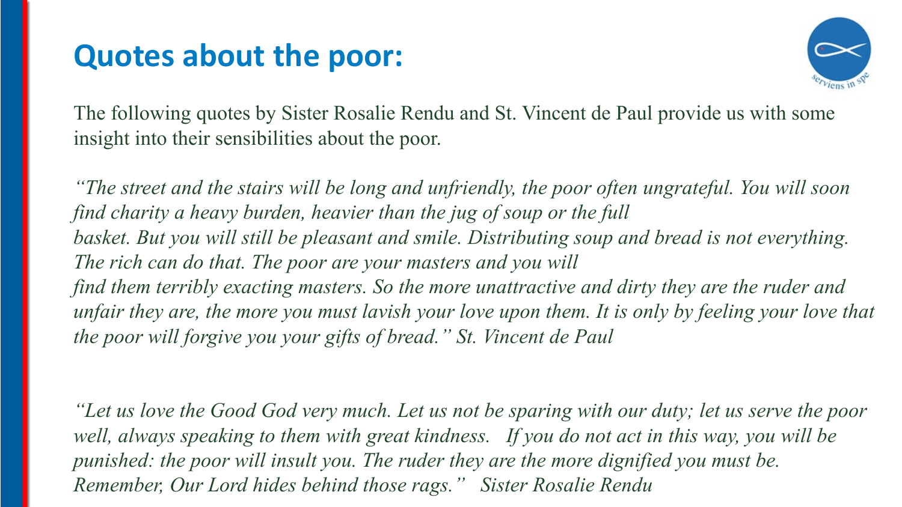# Quotes about the poor:

The following quotes by Sister Rosalie Rendu and St. Vincent de Paul provide us with some insight into their sensibilities about the poor.

*"The street and the stairs will be long and unfriendly, the poor often ungrateful. You will soon find charity a heavy burden, heavier than the jug of soup or the full basket. But you will still be pleasant and smile. Distributing soup and bread is not everything. The rich can do that. The poor are your masters and you will find them terribly exacting masters. So the more unattractive and dirty they are the ruder and unfair they are, the more you must lavish your love upon them. It is only by feeling your love that the poor will forgive you your gifts of bread." St. Vincent de Paul*

*"Let us love the Good God very much. Let us not be sparing with our duty; let us serve the poor well, always speaking to them with great kindness. If you do not act in this way, you will be punished: the poor will insult you. The ruder they are the more dignified you must be. Remember, Our Lord hides behind those rags." Sister Rosalie Rendu*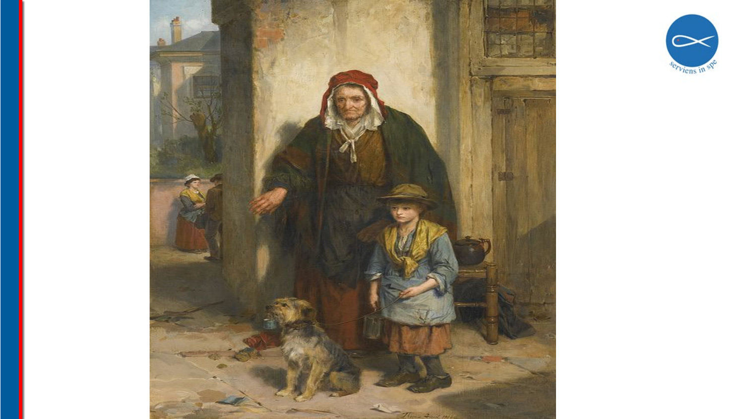serviens in spe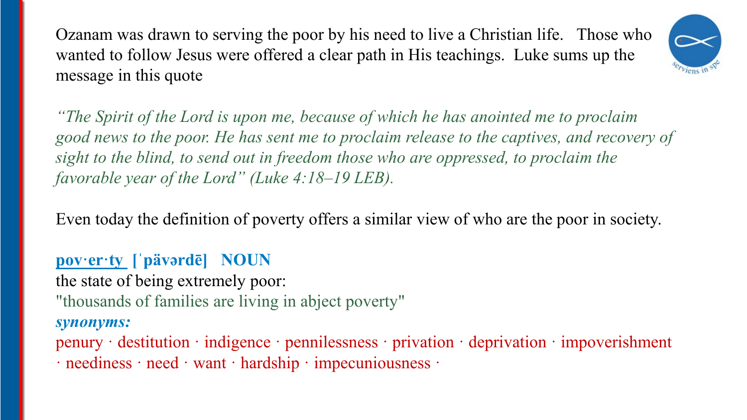Ozanam was drawn to serving the poor by his need to live a Christian life. Those who wanted to follow Jesus were offered a clear path in His teachings. Luke sums up the message in this quote

*"The Spirit of the Lord is upon me, because of which he has anointed me to proclaim good news to the poor. He has sent me to proclaim release to the captives, and recovery of sight to the blind, to send out in freedom those who are oppressed, to proclaim the favorable year of the Lord" (Luke 4:18–19 LEB).*

Even today the definition of poverty offers a similar view of who are the poor in society.

**pov·er·ty [ˈpävərdē] NOUN**

the state of being extremely poor:

"thousands of families are living in abject poverty"

***synonyms:***

penury · destitution · indigence · pennilessness · privation · deprivation · impoverishment · neediness · need · want · hardship · impecuniousness ·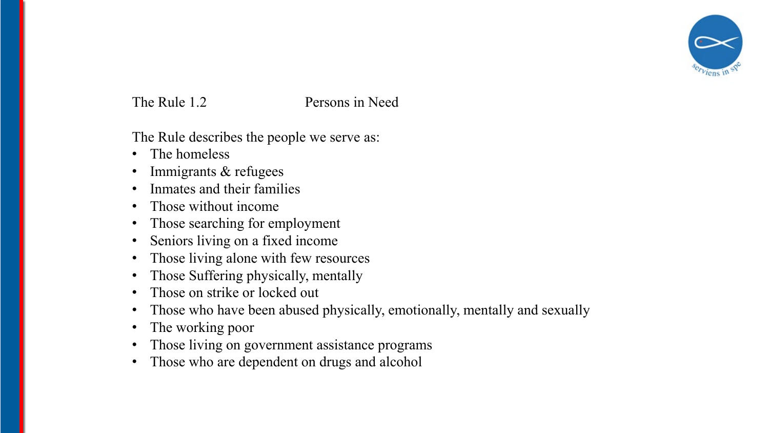The Rule 1.2 Persons in Need

The Rule describes the people we serve as:

- The homeless
- Immigrants & refugees
- Inmates and their families
- Those without income
- Those searching for employment
- Seniors living on a fixed income
- Those living alone with few resources
- Those Suffering physically, mentally
- Those on strike or locked out
- Those who have been abused physically, emotionally, mentally and sexually
- The working poor
- Those living on government assistance programs
- Those who are dependent on drugs and alcohol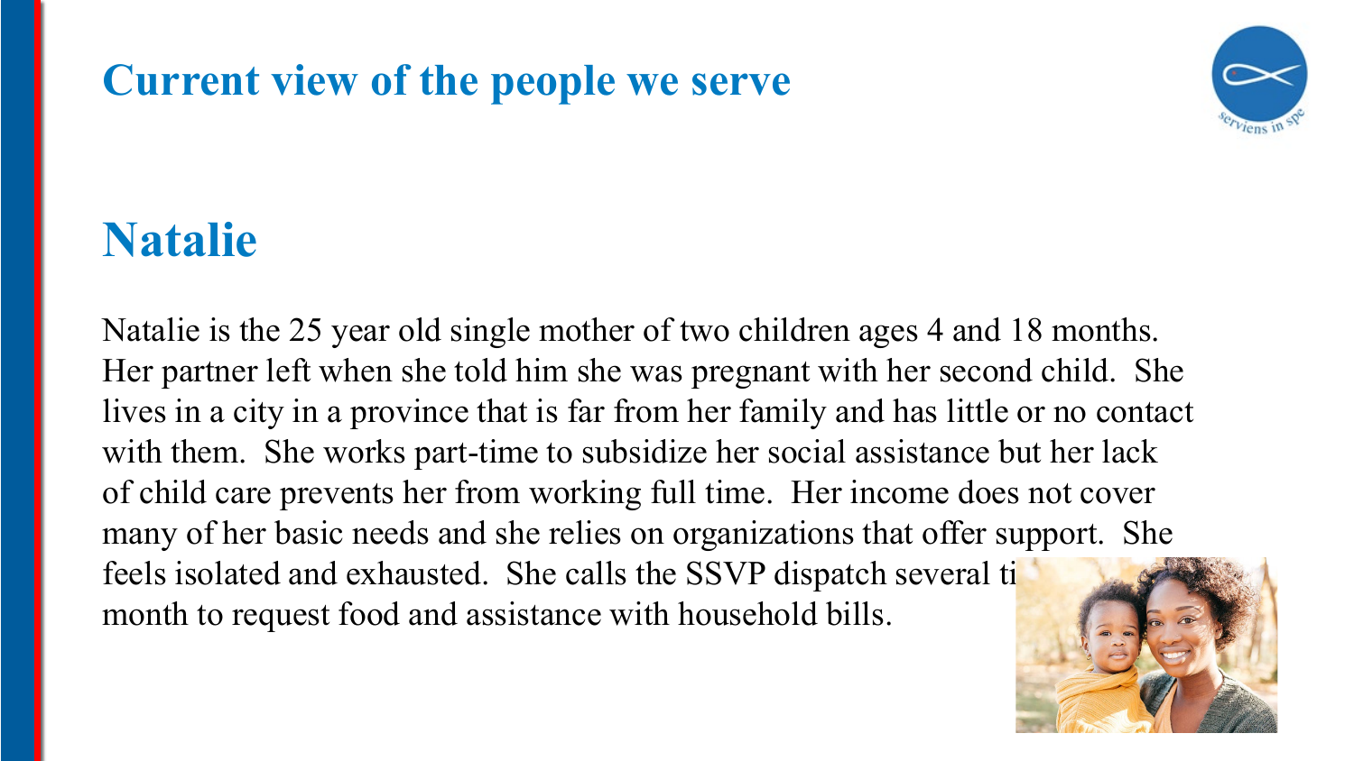# Current view of the people we serve

## Natalie

Natalie is the 25 year old single mother of two children ages 4 and 18 months. Her partner left when she told him she was pregnant with her second child. She lives in a city in a province that is far from her family and has little or no contact with them. She works part-time to subsidize her social assistance but her lack of child care prevents her from working full time. Her income does not cover many of her basic needs and she relies on organizations that offer support. She feels isolated and exhausted. She calls the SSVP dispatch several ti month to request food and assistance with household bills.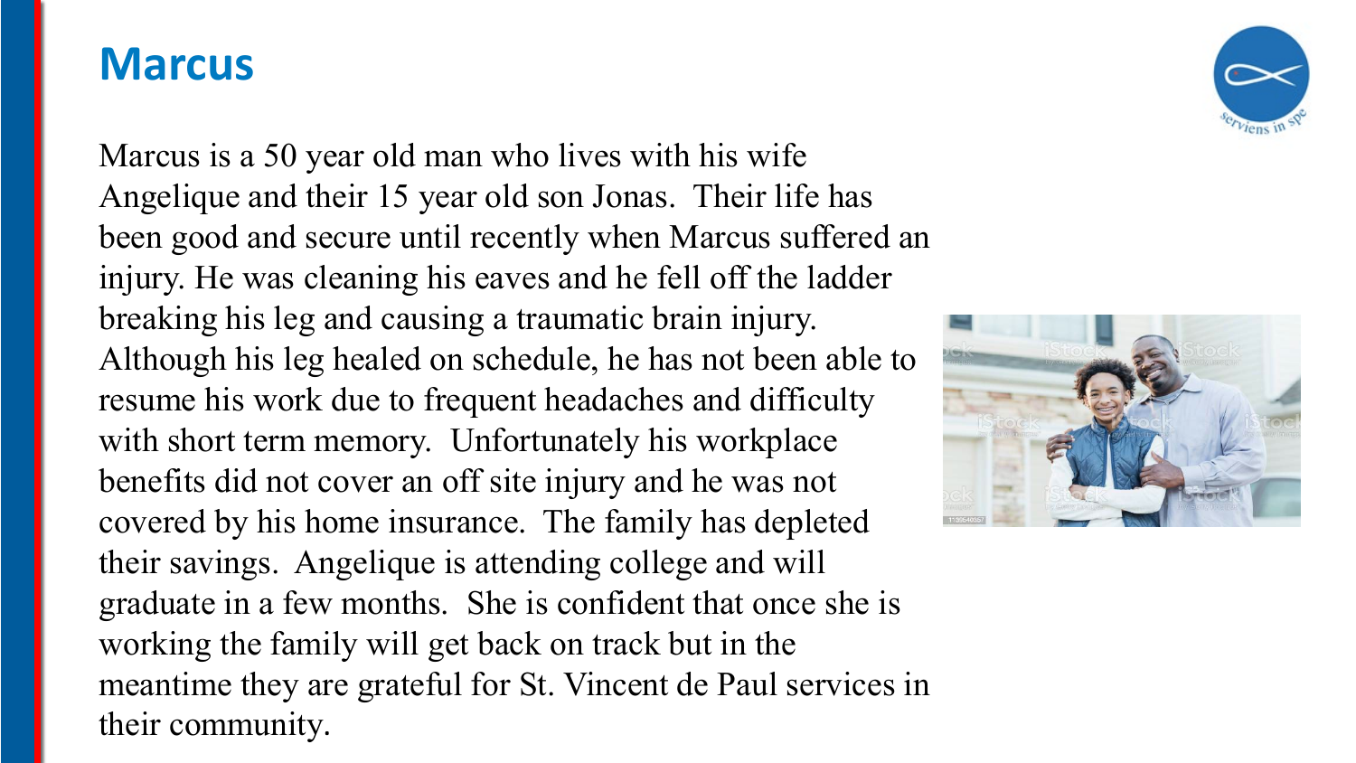# Marcus

Marcus is a 50 year old man who lives with his wife Angelique and their 15 year old son Jonas. Their life has been good and secure until recently when Marcus suffered an injury. He was cleaning his eaves and he fell off the ladder breaking his leg and causing a traumatic brain injury. Although his leg healed on schedule, he has not been able to resume his work due to frequent headaches and difficulty with short term memory. Unfortunately his workplace benefits did not cover an off site injury and he was not covered by his home insurance. The family has depleted their savings. Angelique is attending college and will graduate in a few months. She is confident that once she is working the family will get back on track but in the meantime they are grateful for St. Vincent de Paul services in their community.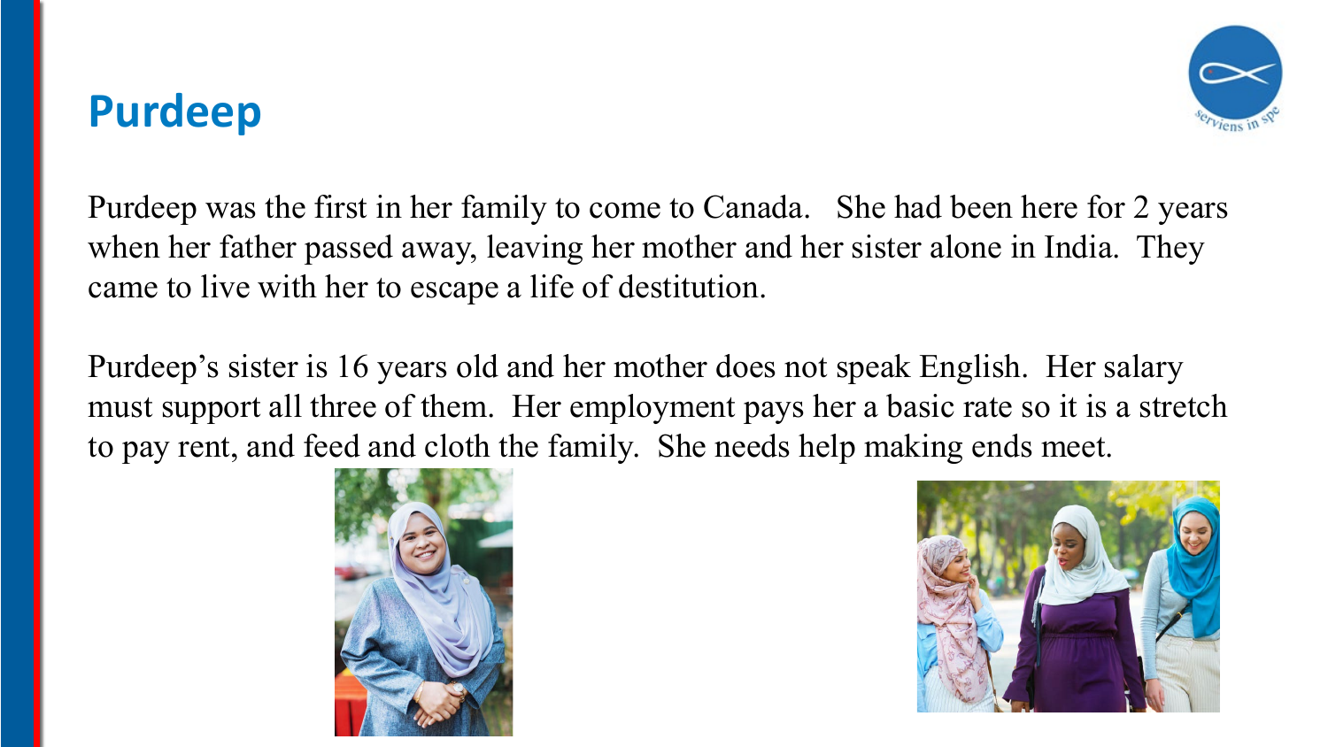# Purdeep

Purdeep was the first in her family to come to Canada. She had been here for 2 years when her father passed away, leaving her mother and her sister alone in India. They came to live with her to escape a life of destitution.

Purdeep's sister is 16 years old and her mother does not speak English. Her salary must support all three of them. Her employment pays her a basic rate so it is a stretch to pay rent, and feed and cloth the family. She needs help making ends meet.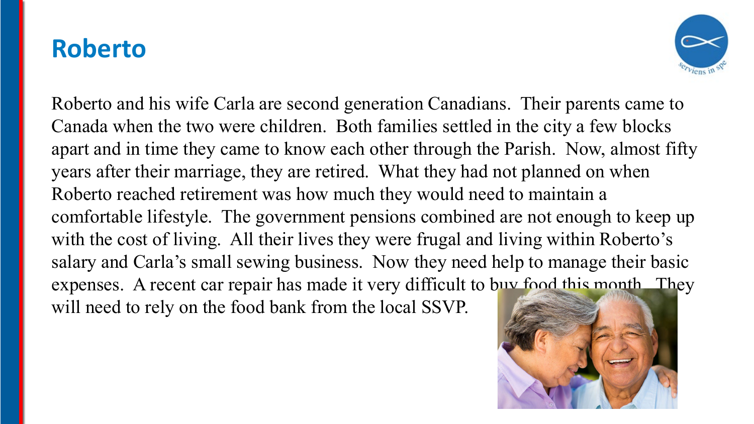# Roberto

Roberto and his wife Carla are second generation Canadians. Their parents came to Canada when the two were children. Both families settled in the city a few blocks apart and in time they came to know each other through the Parish. Now, almost fifty years after their marriage, they are retired. What they had not planned on when Roberto reached retirement was how much they would need to maintain a comfortable lifestyle. The government pensions combined are not enough to keep up with the cost of living. All their lives they were frugal and living within Roberto's salary and Carla's small sewing business. Now they need help to manage their basic expenses. A recent car repair has made it very difficult to buy food this month. They will need to rely on the food bank from the local SSVP.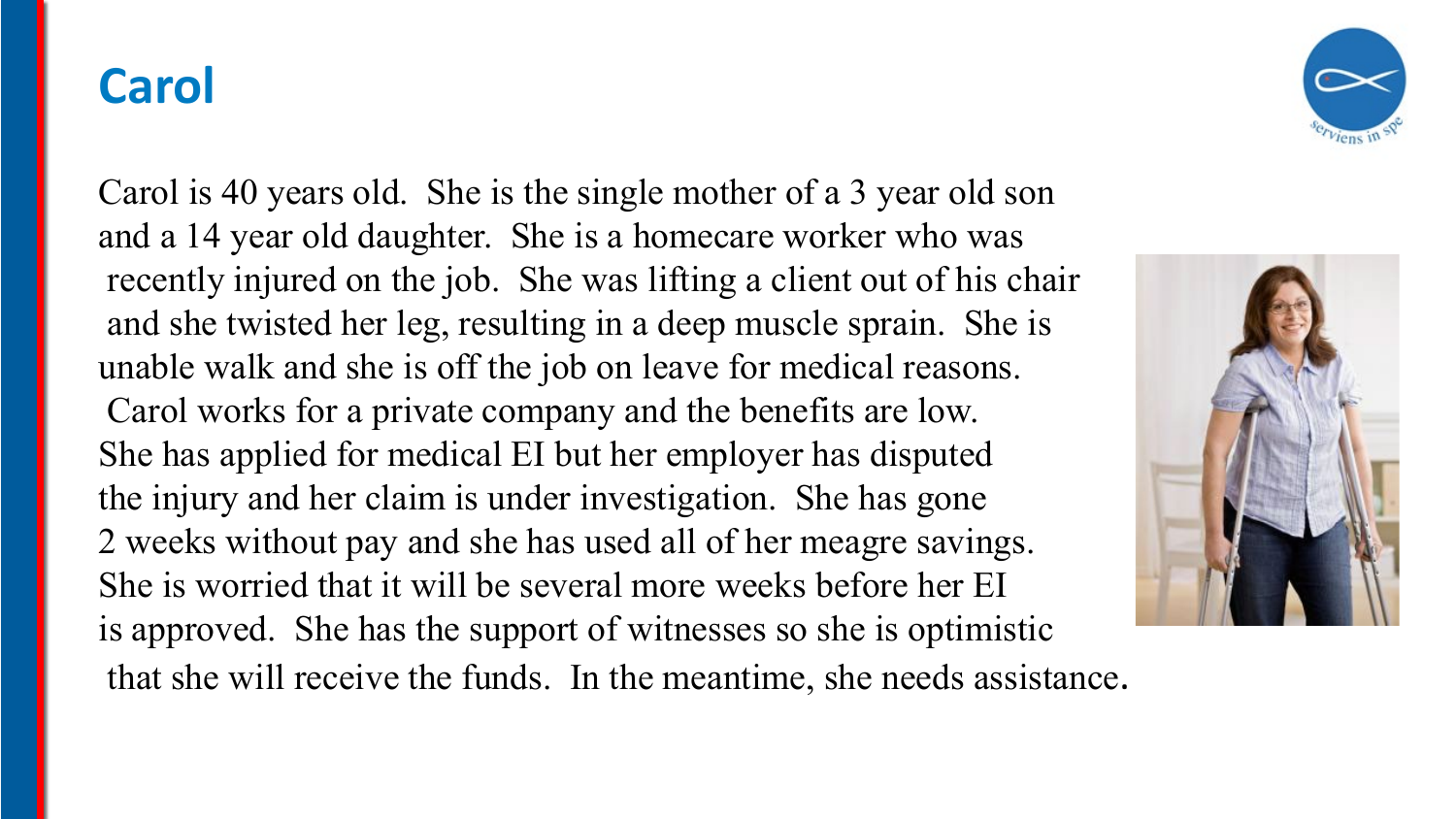# Carol

Carol is 40 years old. She is the single mother of a 3 year old son and a 14 year old daughter. She is a homecare worker who was recently injured on the job. She was lifting a client out of his chair and she twisted her leg, resulting in a deep muscle sprain. She is unable walk and she is off the job on leave for medical reasons. Carol works for a private company and the benefits are low. She has applied for medical EI but her employer has disputed the injury and her claim is under investigation. She has gone 2 weeks without pay and she has used all of her meagre savings. She is worried that it will be several more weeks before her EI is approved. She has the support of witnesses so she is optimistic that she will receive the funds. In the meantime, she needs assistance.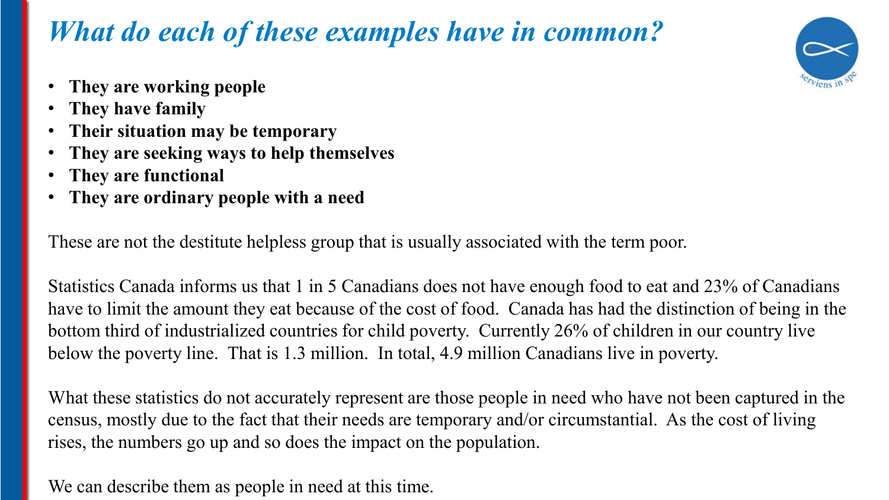## *What do each of these examples have in common?*

- **They are working people**
- **They have family**
- **Their situation may be temporary**
- **They are seeking ways to help themselves**
- **They are functional**
- **They are ordinary people with a need**

These are not the destitute helpless group that is usually associated with the term poor.

Statistics Canada informs us that 1 in 5 Canadians does not have enough food to eat and 23% of Canadians have to limit the amount they eat because of the cost of food. Canada has had the distinction of being in the bottom third of industrialized countries for child poverty. Currently 26% of children in our country live below the poverty line. That is 1.3 million. In total, 4.9 million Canadians live in poverty.

What these statistics do not accurately represent are those people in need who have not been captured in the census, mostly due to the fact that their needs are temporary and/or circumstantial. As the cost of living rises, the numbers go up and so does the impact on the population.

We can describe them as people in need at this time.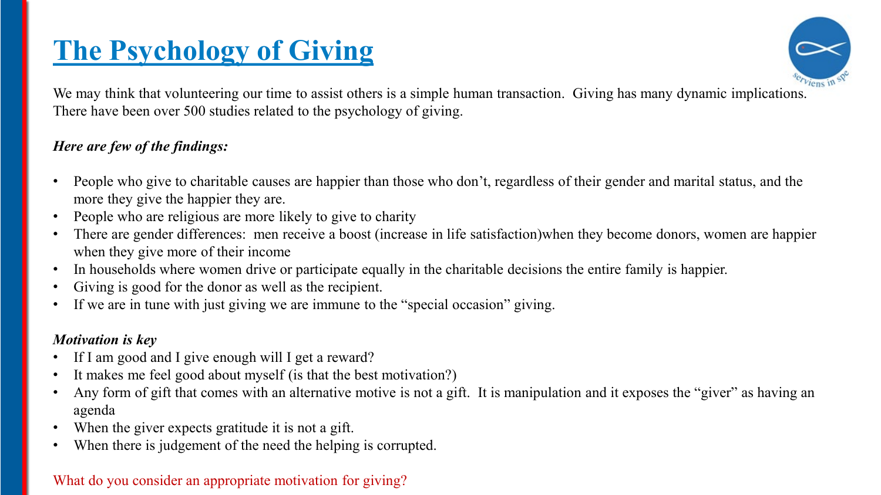# The Psychology of Giving

We may think that volunteering our time to assist others is a simple human transaction. Giving has many dynamic implications. There have been over 500 studies related to the psychology of giving.

***Here are few of the findings:***

- People who give to charitable causes are happier than those who don't, regardless of their gender and marital status, and the more they give the happier they are.
- People who are religious are more likely to give to charity
- There are gender differences: men receive a boost (increase in life satisfaction)when they become donors, women are happier when they give more of their income
- In households where women drive or participate equally in the charitable decisions the entire family is happier.
- Giving is good for the donor as well as the recipient.
- If we are in tune with just giving we are immune to the "special occasion" giving.

***Motivation is key***

- If I am good and I give enough will I get a reward?
- It makes me feel good about myself (is that the best motivation?)
- Any form of gift that comes with an alternative motive is not a gift. It is manipulation and it exposes the "giver" as having an agenda
- When the giver expects gratitude it is not a gift.
- When there is judgement of the need the helping is corrupted.

What do you consider an appropriate motivation for giving?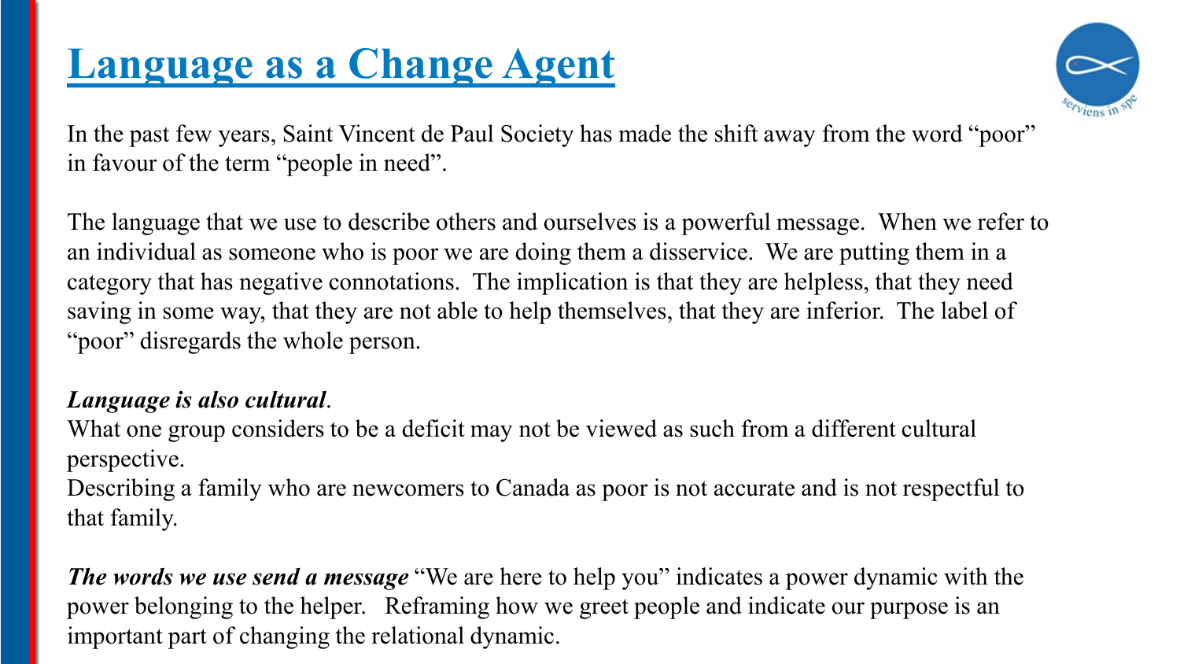# Language as a Change Agent

In the past few years, Saint Vincent de Paul Society has made the shift away from the word "poor" in favour of the term "people in need".

The language that we use to describe others and ourselves is a powerful message. When we refer to an individual as someone who is poor we are doing them a disservice. We are putting them in a category that has negative connotations. The implication is that they are helpless, that they need saving in some way, that they are not able to help themselves, that they are inferior. The label of "poor" disregards the whole person.

***Language is also cultural***.
What one group considers to be a deficit may not be viewed as such from a different cultural perspective.
Describing a family who are newcomers to Canada as poor is not accurate and is not respectful to that family.

***The words we use send a message*** "We are here to help you" indicates a power dynamic with the power belonging to the helper. Reframing how we greet people and indicate our purpose is an important part of changing the relational dynamic.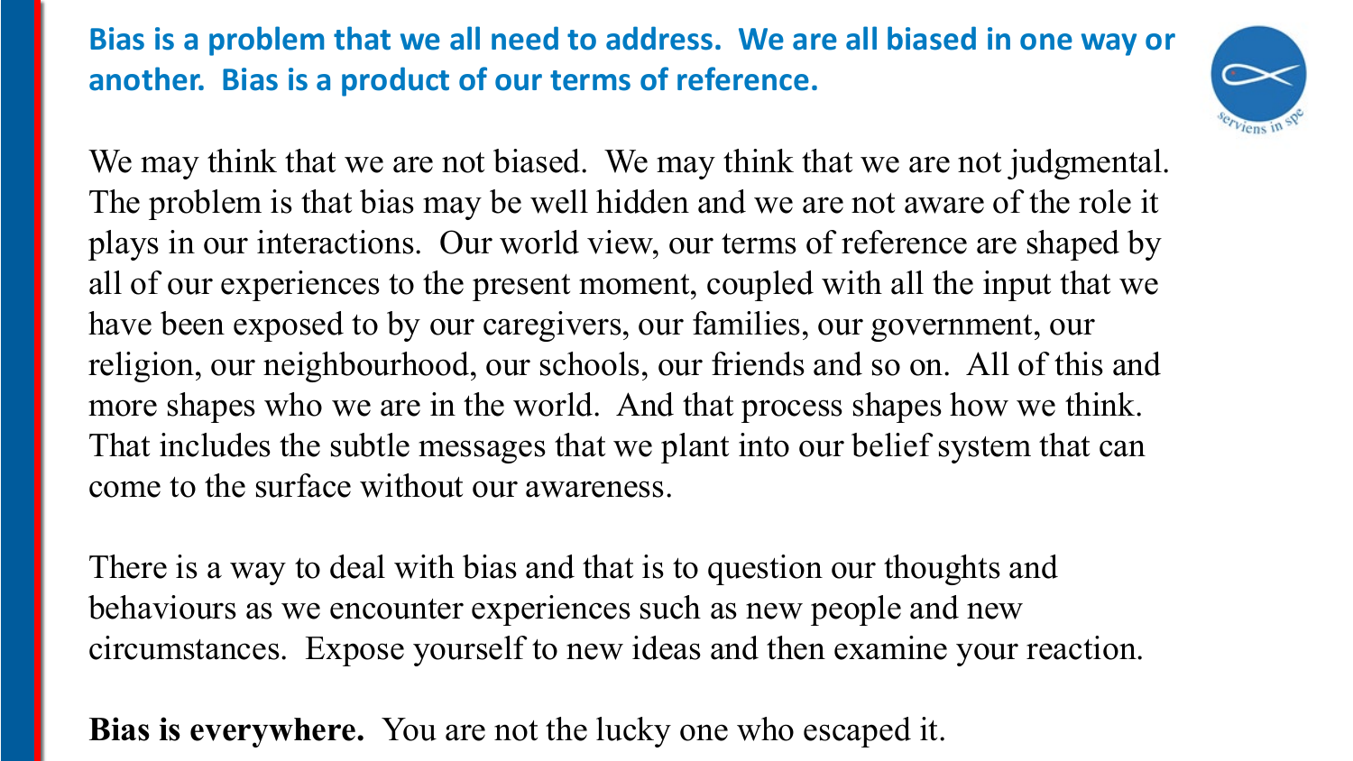## Bias is a problem that we all need to address. We are all biased in one way or another. Bias is a product of our terms of reference.

We may think that we are not biased. We may think that we are not judgmental. The problem is that bias may be well hidden and we are not aware of the role it plays in our interactions. Our world view, our terms of reference are shaped by all of our experiences to the present moment, coupled with all the input that we have been exposed to by our caregivers, our families, our government, our religion, our neighbourhood, our schools, our friends and so on. All of this and more shapes who we are in the world. And that process shapes how we think. That includes the subtle messages that we plant into our belief system that can come to the surface without our awareness.

There is a way to deal with bias and that is to question our thoughts and behaviours as we encounter experiences such as new people and new circumstances. Expose yourself to new ideas and then examine your reaction.

**Bias is everywhere.** You are not the lucky one who escaped it.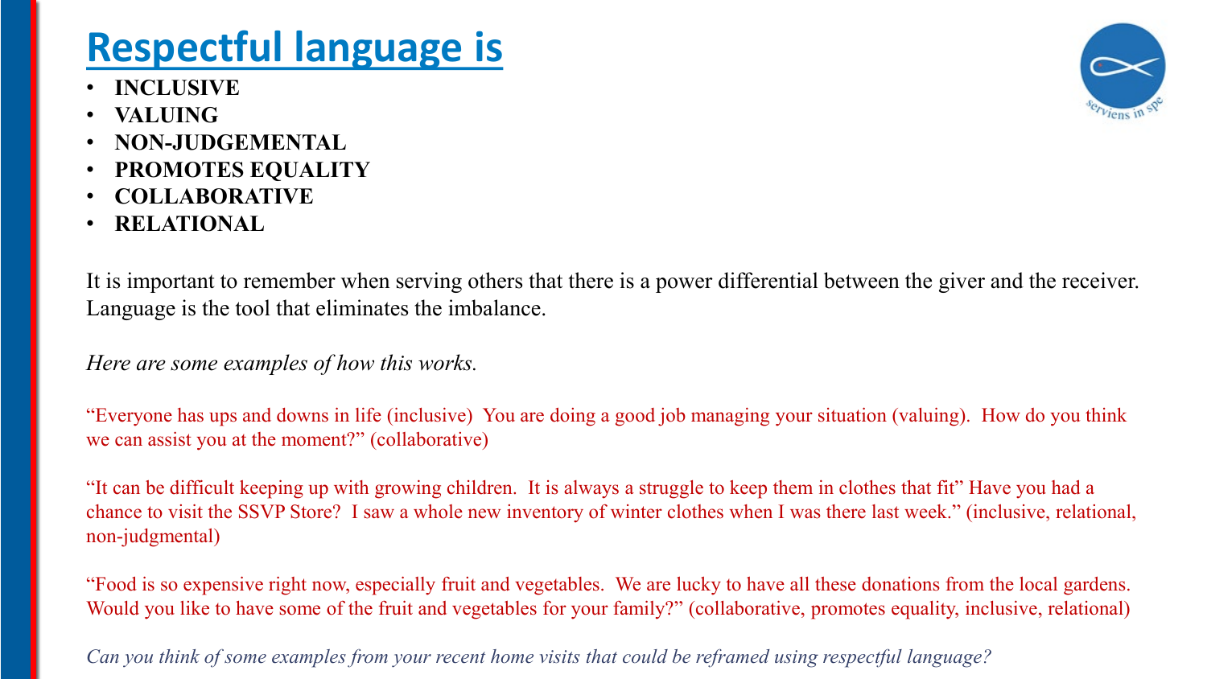# Respectful language is

- **INCLUSIVE**
- **VALUING**
- **NON-JUDGEMENTAL**
- **PROMOTES EQUALITY**
- **COLLABORATIVE**
- **RELATIONAL**

It is important to remember when serving others that there is a power differential between the giver and the receiver. Language is the tool that eliminates the imbalance.

*Here are some examples of how this works.*

"Everyone has ups and downs in life (inclusive) You are doing a good job managing your situation (valuing). How do you think we can assist you at the moment?" (collaborative)

"It can be difficult keeping up with growing children. It is always a struggle to keep them in clothes that fit" Have you had a chance to visit the SSVP Store? I saw a whole new inventory of winter clothes when I was there last week." (inclusive, relational, non-judgmental)

"Food is so expensive right now, especially fruit and vegetables. We are lucky to have all these donations from the local gardens. Would you like to have some of the fruit and vegetables for your family?" (collaborative, promotes equality, inclusive, relational)

*Can you think of some examples from your recent home visits that could be reframed using respectful language?*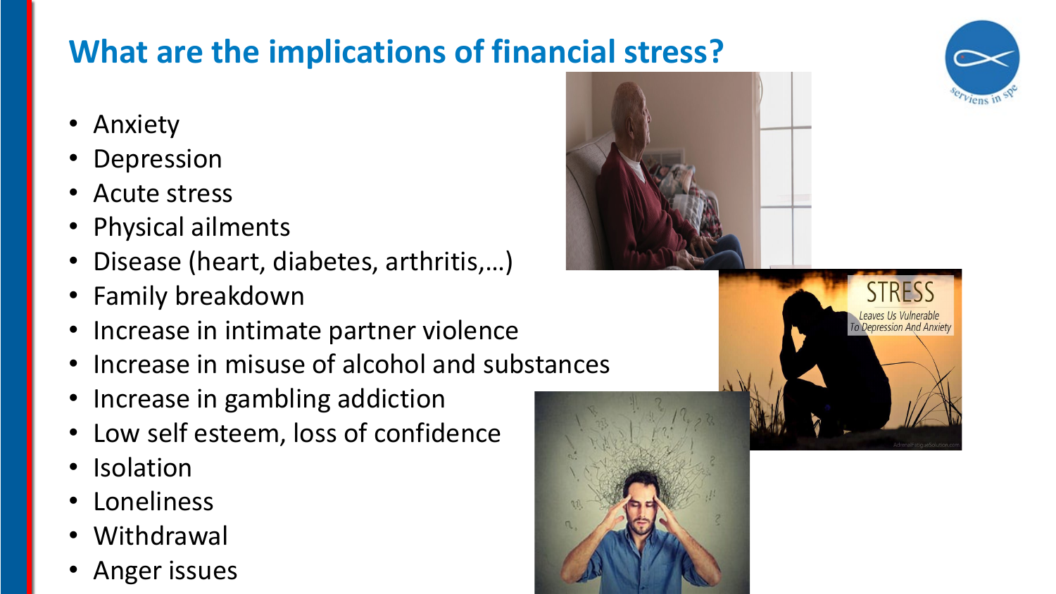# What are the implications of financial stress?

- Anxiety
- Depression
- Acute stress
- Physical ailments
- Disease (heart, diabetes, arthritis,…)
- Family breakdown
- Increase in intimate partner violence
- Increase in misuse of alcohol and substances
- Increase in gambling addiction
- Low self esteem, loss of confidence
- Isolation
- Loneliness
- Withdrawal
- Anger issues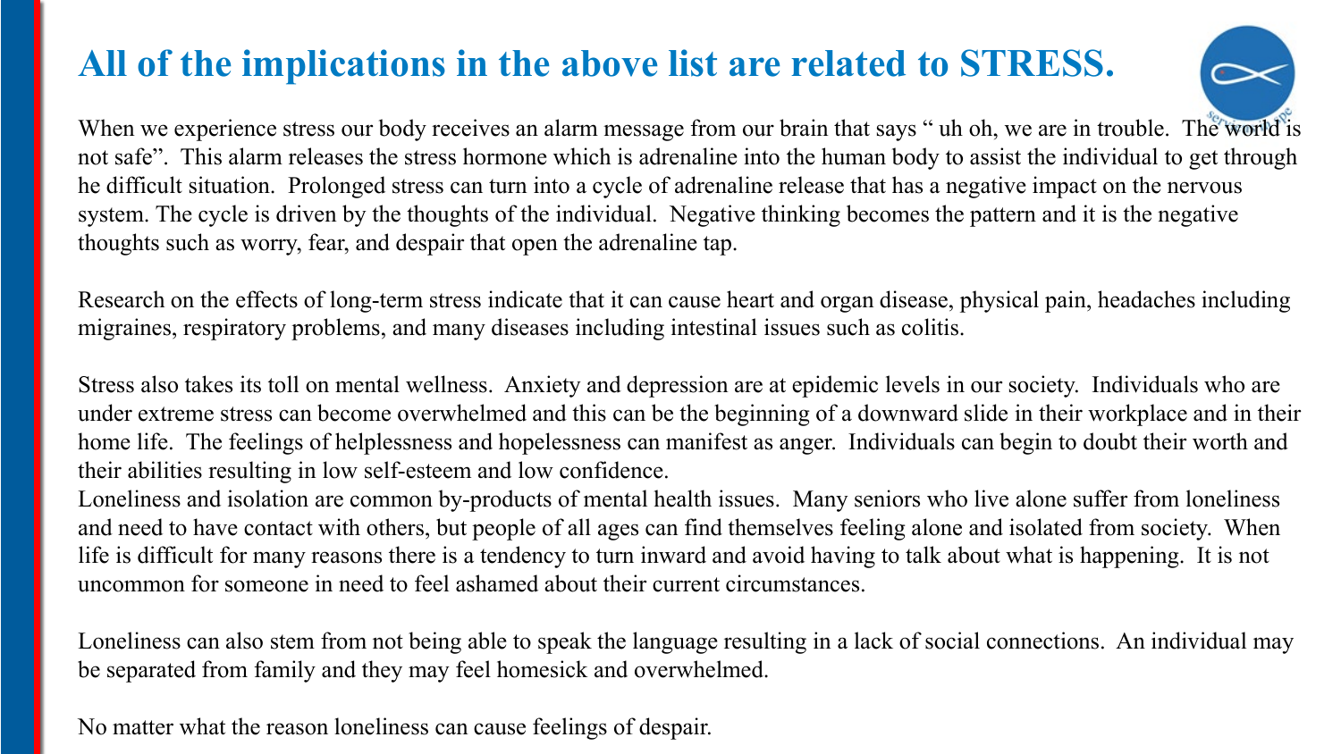# All of the implications in the above list are related to STRESS.

When we experience stress our body receives an alarm message from our brain that says " uh oh, we are in trouble. The world is not safe". This alarm releases the stress hormone which is adrenaline into the human body to assist the individual to get through he difficult situation. Prolonged stress can turn into a cycle of adrenaline release that has a negative impact on the nervous system. The cycle is driven by the thoughts of the individual. Negative thinking becomes the pattern and it is the negative thoughts such as worry, fear, and despair that open the adrenaline tap.

Research on the effects of long-term stress indicate that it can cause heart and organ disease, physical pain, headaches including migraines, respiratory problems, and many diseases including intestinal issues such as colitis.

Stress also takes its toll on mental wellness. Anxiety and depression are at epidemic levels in our society. Individuals who are under extreme stress can become overwhelmed and this can be the beginning of a downward slide in their workplace and in their home life. The feelings of helplessness and hopelessness can manifest as anger. Individuals can begin to doubt their worth and their abilities resulting in low self-esteem and low confidence.
Loneliness and isolation are common by-products of mental health issues. Many seniors who live alone suffer from loneliness and need to have contact with others, but people of all ages can find themselves feeling alone and isolated from society. When life is difficult for many reasons there is a tendency to turn inward and avoid having to talk about what is happening. It is not uncommon for someone in need to feel ashamed about their current circumstances.

Loneliness can also stem from not being able to speak the language resulting in a lack of social connections. An individual may be separated from family and they may feel homesick and overwhelmed.

No matter what the reason loneliness can cause feelings of despair.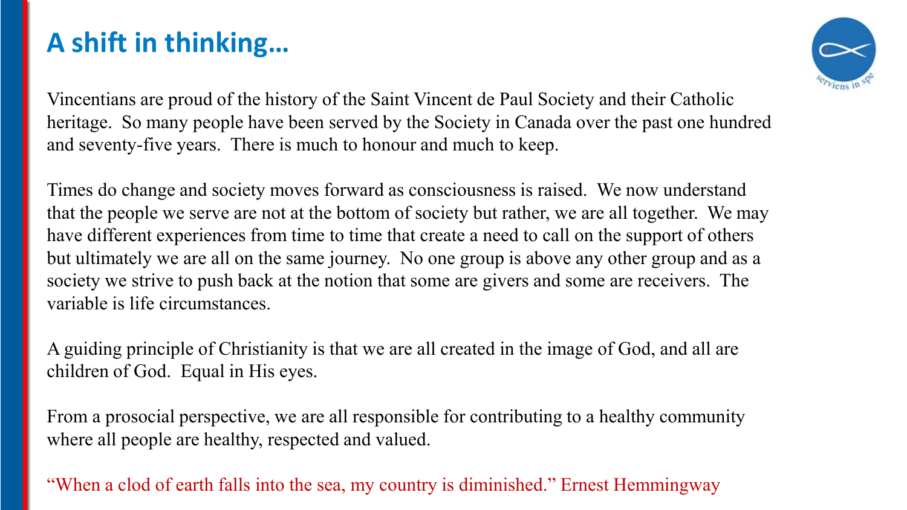# A shift in thinking…

Vincentians are proud of the history of the Saint Vincent de Paul Society and their Catholic heritage. So many people have been served by the Society in Canada over the past one hundred and seventy-five years. There is much to honour and much to keep.

Times do change and society moves forward as consciousness is raised. We now understand that the people we serve are not at the bottom of society but rather, we are all together. We may have different experiences from time to time that create a need to call on the support of others but ultimately we are all on the same journey. No one group is above any other group and as a society we strive to push back at the notion that some are givers and some are receivers. The variable is life circumstances.

A guiding principle of Christianity is that we are all created in the image of God, and all are children of God. Equal in His eyes.

From a prosocial perspective, we are all responsible for contributing to a healthy community where all people are healthy, respected and valued.

"When a clod of earth falls into the sea, my country is diminished." Ernest Hemmingway